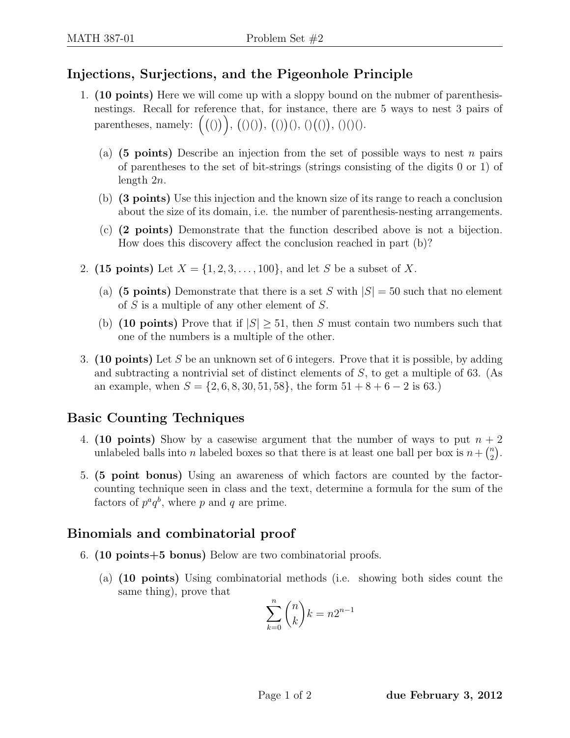## Injections, Surjections, and the Pigeonhole Principle

1. **(10 points)** Here we will come up with a sloppy bound on the nubmer of parenthesis-nestings. Recall for reference that, for instance, there are 5 ways to nest 3 pairs of parentheses, namely: $\Big((())\Big)$, $(()())$, $(())()$, $()(())$, $()()()$.

   (a) **(5 points)** Describe an injection from the set of possible ways to nest $n$ pairs of parentheses to the set of bit-strings (strings consisting of the digits 0 or 1) of length $2n$.

   (b) **(3 points)** Use this injection and the known size of its range to reach a conclusion about the size of its domain, i.e. the number of parenthesis-nesting arrangements.

   (c) **(2 points)** Demonstrate that the function described above is not a bijection. How does this discovery affect the conclusion reached in part (b)?

2. **(15 points)** Let $X = \{1, 2, 3, \ldots, 100\}$, and let $S$ be a subset of $X$.

   (a) **(5 points)** Demonstrate that there is a set $S$ with $|S| = 50$ such that no element of $S$ is a multiple of any other element of $S$.

   (b) **(10 points)** Prove that if $|S| \geq 51$, then $S$ must contain two numbers such that one of the numbers is a multiple of the other.

3. **(10 points)** Let $S$ be an unknown set of 6 integers. Prove that it is possible, by adding and subtracting a nontrivial set of distinct elements of $S$, to get a multiple of 63. (As an example, when $S = \{2, 6, 8, 30, 51, 58\}$, the form $51 + 8 + 6 - 2$ is 63.)

## Basic Counting Techniques

4. **(10 points)** Show by a casewise argument that the number of ways to put $n + 2$ unlabeled balls into $n$ labeled boxes so that there is at least one ball per box is $n + \binom{n}{2}$.

5. **(5 point bonus)** Using an awareness of which factors are counted by the factor-counting technique seen in class and the text, determine a formula for the sum of the factors of $p^a q^b$, where $p$ and $q$ are prime.

## Binomials and combinatorial proof

6. **(10 points+5 bonus)** Below are two combinatorial proofs.

   (a) **(10 points)** Using combinatorial methods (i.e. showing both sides count the same thing), prove that

$$\sum_{k=0}^{n} \binom{n}{k} k = n2^{n-1}$$

**due February 3, 2012**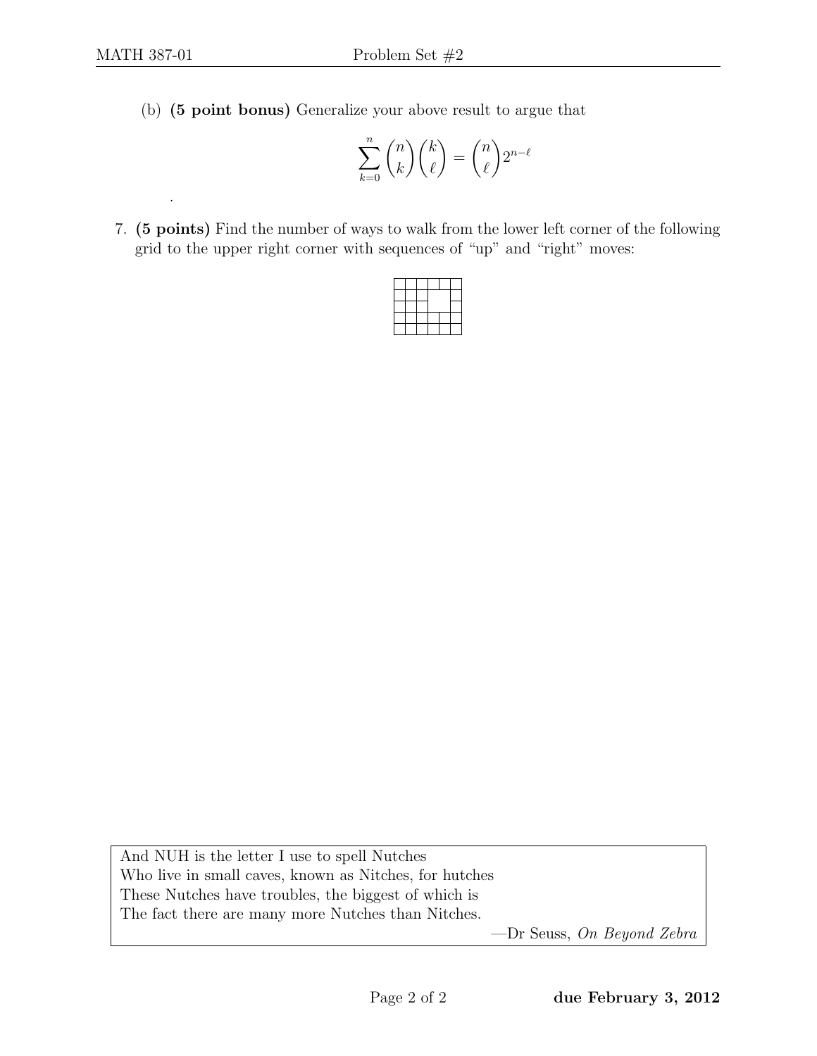(b) **(5 point bonus)** Generalize your above result to argue that

$$\sum_{k=0}^{n} \binom{n}{k}\binom{k}{\ell} = \binom{n}{\ell} 2^{n-\ell}$$

.

7. **(5 points)** Find the number of ways to walk from the lower left corner of the following grid to the upper right corner with sequences of "up" and "right" moves:

> And NUH is the letter I use to spell Nutches
> Who live in small caves, known as Nitches, for hutches
> These Nutches have troubles, the biggest of which is
> The fact there are many more Nutches than Nitches.
>
> —Dr Seuss, *On Beyond Zebra*

**due February 3, 2012**